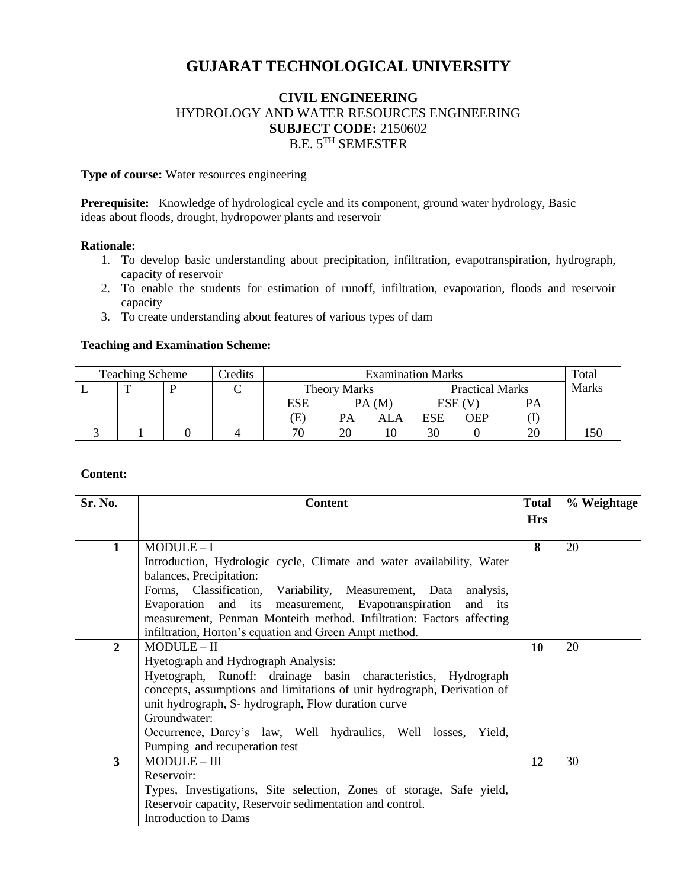# GUJARAT TECHNOLOGICAL UNIVERSITY

**CIVIL ENGINEERING**
HYDROLOGY AND WATER RESOURCES ENGINEERING
**SUBJECT CODE:** 2150602
B.E. 5$^{TH}$ SEMESTER

**Type of course:** Water resources engineering

**Prerequisite:** Knowledge of hydrological cycle and its component, ground water hydrology, Basic ideas about floods, drought, hydropower plants and reservoir

**Rationale:**

1. To develop basic understanding about precipitation, infiltration, evapotranspiration, hydrograph, capacity of reservoir
2. To enable the students for estimation of runoff, infiltration, evaporation, floods and reservoir capacity
3. To create understanding about features of various types of dam

**Teaching and Examination Scheme:**

| Teaching Scheme | | | Credits | Examination Marks | | | | | | Total Marks |
|---|---|---|---|---|---|---|---|---|---|---|
| L | T | P | C | Theory Marks | | | Practical Marks | | | |
| | | | | ESE (E) | PA (M) | | ESE (V) | | PA (I) | |
| | | | | | PA | ALA | ESE | OEP | | |
| 3 | 1 | 0 | 4 | 70 | 20 | 10 | 30 | 0 | 20 | 150 |

**Content:**

| Sr. No. | Content | Total Hrs | % Weightage |
|---|---|---|---|
| **1** | MODULE – I<br>Introduction, Hydrologic cycle, Climate and water availability, Water balances, Precipitation:<br>Forms, Classification, Variability, Measurement, Data analysis, Evaporation and its measurement, Evapotranspiration and its measurement, Penman Monteith method. Infiltration: Factors affecting infiltration, Horton's equation and Green Ampt method. | **8** | 20 |
| **2** | MODULE – II<br>Hyetograph and Hydrograph Analysis:<br>Hyetograph, Runoff: drainage basin characteristics, Hydrograph concepts, assumptions and limitations of unit hydrograph, Derivation of unit hydrograph, S- hydrograph, Flow duration curve<br>Groundwater:<br>Occurrence, Darcy's law, Well hydraulics, Well losses, Yield, Pumping and recuperation test | **10** | 20 |
| **3** | MODULE – III<br>Reservoir:<br>Types, Investigations, Site selection, Zones of storage, Safe yield, Reservoir capacity, Reservoir sedimentation and control.<br>Introduction to Dams | **12** | 30 |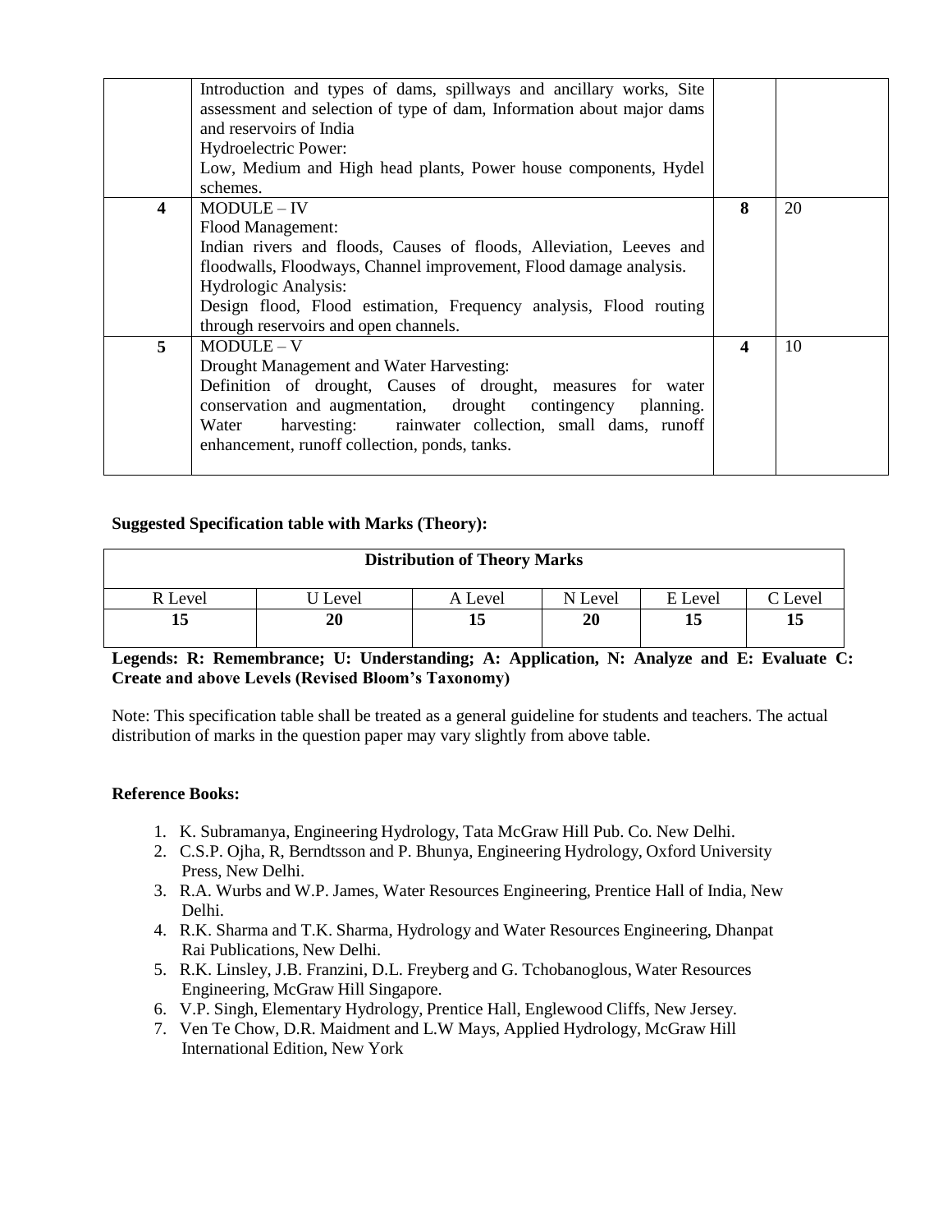|  | Introduction and types of dams, spillways and ancillary works, Site assessment and selection of type of dam, Information about major dams and reservoirs of India<br>Hydroelectric Power:<br>Low, Medium and High head plants, Power house components, Hydel schemes. |  |  |
|---|---|---|---|
| **4** | MODULE – IV<br>Flood Management:<br>Indian rivers and floods, Causes of floods, Alleviation, Leeves and floodwalls, Floodways, Channel improvement, Flood damage analysis.<br>Hydrologic Analysis:<br>Design flood, Flood estimation, Frequency analysis, Flood routing through reservoirs and open channels. | **8** | 20 |
| **5** | MODULE – V<br>Drought Management and Water Harvesting:<br>Definition of drought, Causes of drought, measures for water conservation and augmentation, drought contingency planning. Water harvesting: rainwater collection, small dams, runoff enhancement, runoff collection, ponds, tanks. | **4** | 10 |

**Suggested Specification table with Marks (Theory):**

| Distribution of Theory Marks | | | | | |
|---|---|---|---|---|---|
| R Level | U Level | A Level | N Level | E Level | C Level |
| **15** | **20** | **15** | **20** | **15** | **15** |

**Legends: R: Remembrance; U: Understanding; A: Application, N: Analyze and E: Evaluate C: Create and above Levels (Revised Bloom's Taxonomy)**

Note: This specification table shall be treated as a general guideline for students and teachers. The actual distribution of marks in the question paper may vary slightly from above table.

**Reference Books:**

1. K. Subramanya, Engineering Hydrology, Tata McGraw Hill Pub. Co. New Delhi.
2. C.S.P. Ojha, R, Berndtsson and P. Bhunya, Engineering Hydrology, Oxford University Press, New Delhi.
3. R.A. Wurbs and W.P. James, Water Resources Engineering, Prentice Hall of India, New Delhi.
4. R.K. Sharma and T.K. Sharma, Hydrology and Water Resources Engineering, Dhanpat Rai Publications, New Delhi.
5. R.K. Linsley, J.B. Franzini, D.L. Freyberg and G. Tchobanoglous, Water Resources Engineering, McGraw Hill Singapore.
6. V.P. Singh, Elementary Hydrology, Prentice Hall, Englewood Cliffs, New Jersey.
7. Ven Te Chow, D.R. Maidment and L.W Mays, Applied Hydrology, McGraw Hill International Edition, New York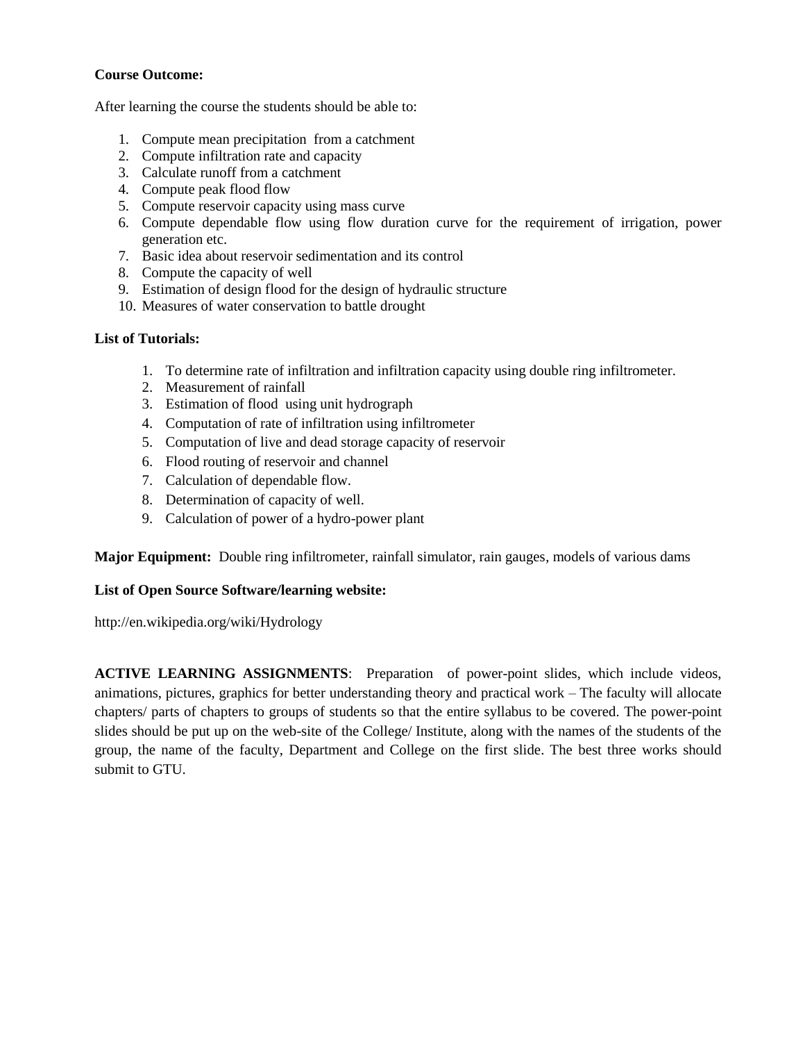**Course Outcome:**

After learning the course the students should be able to:

1. Compute mean precipitation from a catchment
2. Compute infiltration rate and capacity
3. Calculate runoff from a catchment
4. Compute peak flood flow
5. Compute reservoir capacity using mass curve
6. Compute dependable flow using flow duration curve for the requirement of irrigation, power generation etc.
7. Basic idea about reservoir sedimentation and its control
8. Compute the capacity of well
9. Estimation of design flood for the design of hydraulic structure
10. Measures of water conservation to battle drought

**List of Tutorials:**

1. To determine rate of infiltration and infiltration capacity using double ring infiltrometer.
2. Measurement of rainfall
3. Estimation of flood using unit hydrograph
4. Computation of rate of infiltration using infiltrometer
5. Computation of live and dead storage capacity of reservoir
6. Flood routing of reservoir and channel
7. Calculation of dependable flow.
8. Determination of capacity of well.
9. Calculation of power of a hydro-power plant

**Major Equipment:** Double ring infiltrometer, rainfall simulator, rain gauges, models of various dams

**List of Open Source Software/learning website:**

http://en.wikipedia.org/wiki/Hydrology

**ACTIVE LEARNING ASSIGNMENTS**: Preparation of power-point slides, which include videos, animations, pictures, graphics for better understanding theory and practical work – The faculty will allocate chapters/ parts of chapters to groups of students so that the entire syllabus to be covered. The power-point slides should be put up on the web-site of the College/ Institute, along with the names of the students of the group, the name of the faculty, Department and College on the first slide. The best three works should submit to GTU.